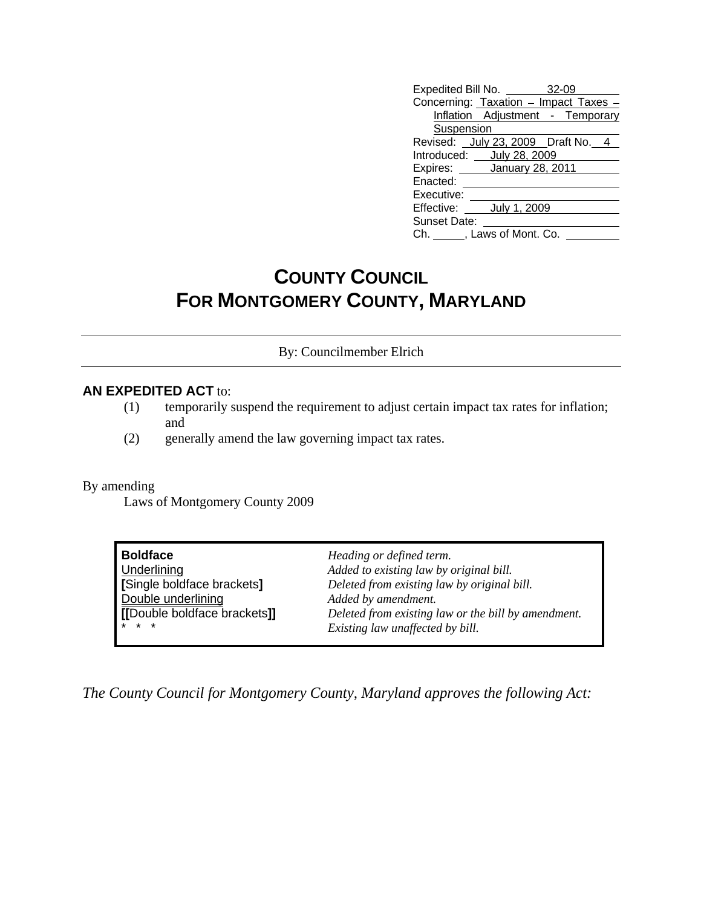Expedited Bill No. 32-09
Concerning: Taxation – Impact Taxes – Inflation Adjustment - Temporary Suspension
Revised: July 23, 2009 Draft No. 4
Introduced: July 28, 2009
Expires: January 28, 2011
Enacted:
Executive:
Effective: July 1, 2009
Sunset Date:
Ch. \_\_\_\_\_, Laws of Mont. Co.

# COUNTY COUNCIL
# FOR MONTGOMERY COUNTY, MARYLAND

By: Councilmember Elrich

**AN EXPEDITED ACT** to:

(1) temporarily suspend the requirement to adjust certain impact tax rates for inflation; and
(2) generally amend the law governing impact tax rates.

By amending
Laws of Montgomery County 2009

| | |
|---|---|
| **Boldface** | *Heading or defined term.* |
| Underlining | *Added to existing law by original bill.* |
| **[**Single boldface brackets**]** | *Deleted from existing law by original bill.* |
| Double underlining | *Added by amendment.* |
| **[[**Double boldface brackets**]]** | *Deleted from existing law or the bill by amendment.* |
| * * * | *Existing law unaffected by bill.* |

*The County Council for Montgomery County, Maryland approves the following Act:*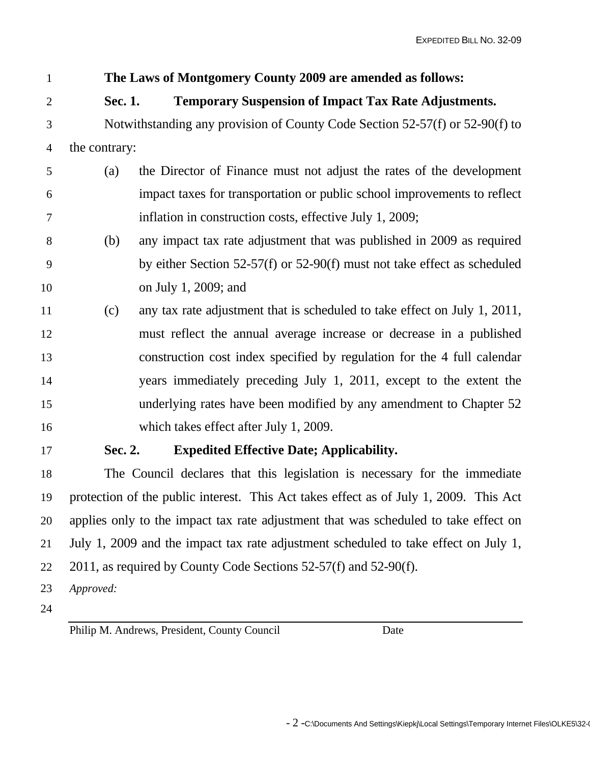**The Laws of Montgomery County 2009 are amended as follows:**

**Sec. 1. Temporary Suspension of Impact Tax Rate Adjustments.**

Notwithstanding any provision of County Code Section 52-57(f) or 52-90(f) to the contrary:

(a) the Director of Finance must not adjust the rates of the development impact taxes for transportation or public school improvements to reflect inflation in construction costs, effective July 1, 2009;

(b) any impact tax rate adjustment that was published in 2009 as required by either Section 52-57(f) or 52-90(f) must not take effect as scheduled on July 1, 2009; and

(c) any tax rate adjustment that is scheduled to take effect on July 1, 2011, must reflect the annual average increase or decrease in a published construction cost index specified by regulation for the 4 full calendar years immediately preceding July 1, 2011, except to the extent the underlying rates have been modified by any amendment to Chapter 52 which takes effect after July 1, 2009.

**Sec. 2. Expedited Effective Date; Applicability.**

The Council declares that this legislation is necessary for the immediate protection of the public interest. This Act takes effect as of July 1, 2009. This Act applies only to the impact tax rate adjustment that was scheduled to take effect on July 1, 2009 and the impact tax rate adjustment scheduled to take effect on July 1, 2011, as required by County Code Sections 52-57(f) and 52-90(f).

*Approved:*

Philip M. Andrews, President, County Council Date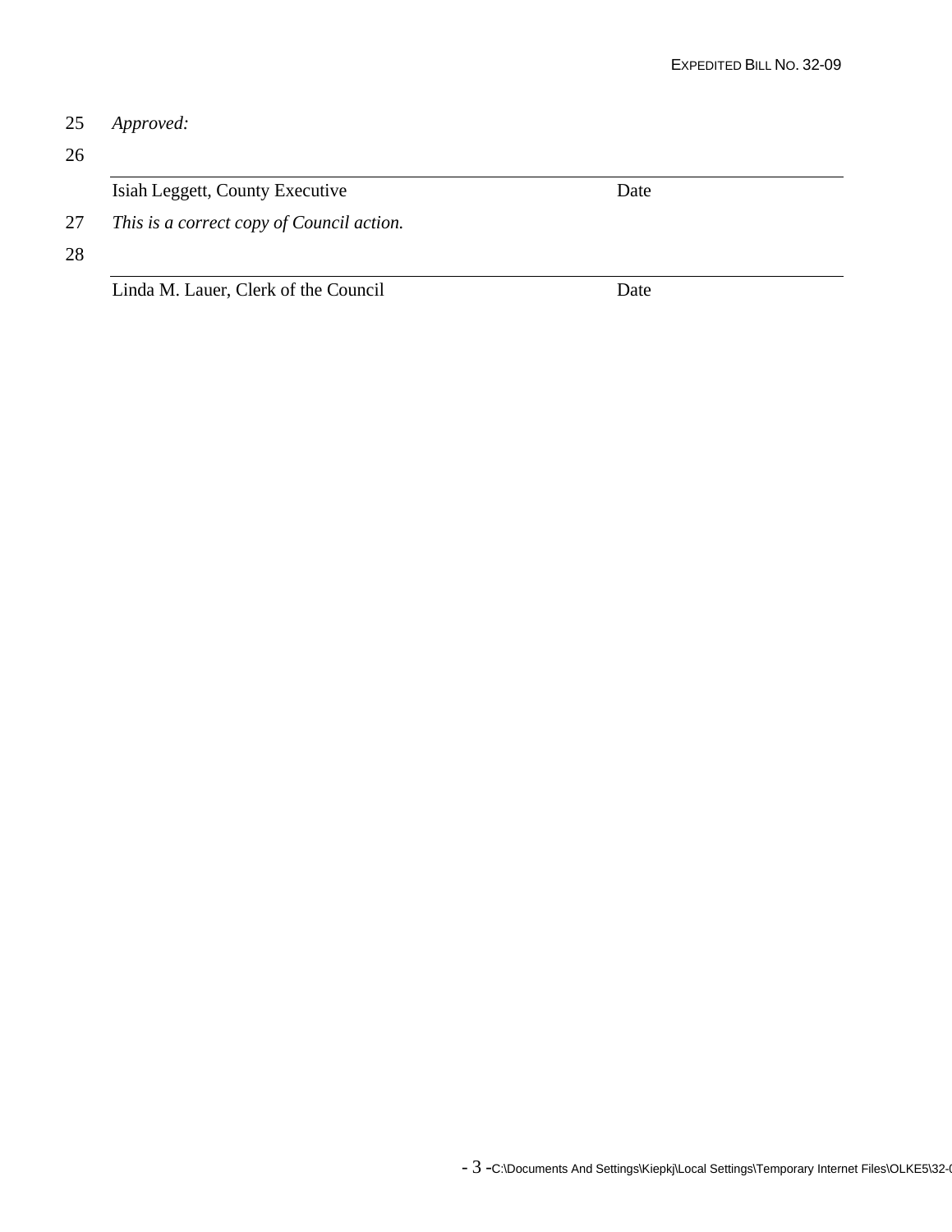25 *Approved:*

26

---

Isiah Leggett, County Executive Date

27 *This is a correct copy of Council action.*

28

---

Linda M. Lauer, Clerk of the Council Date